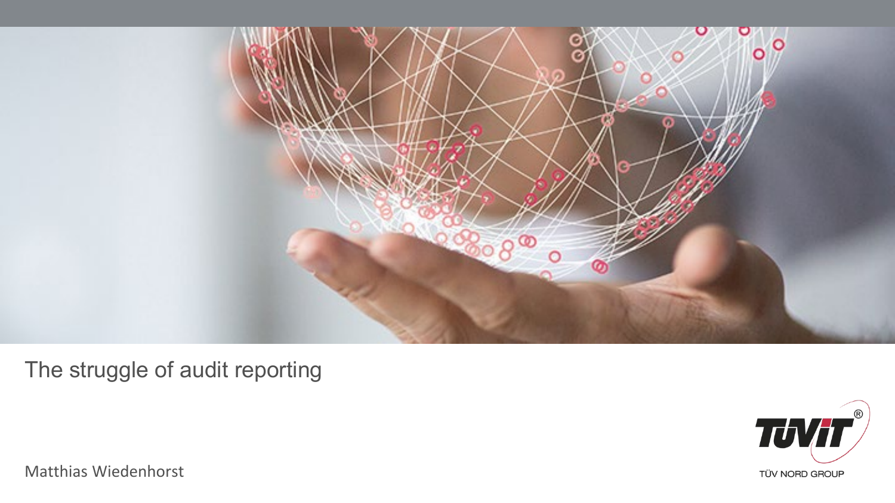# The struggle of audit reporting

Matthias Wiedenhorst

TÜViT

TÜV NORD GROUP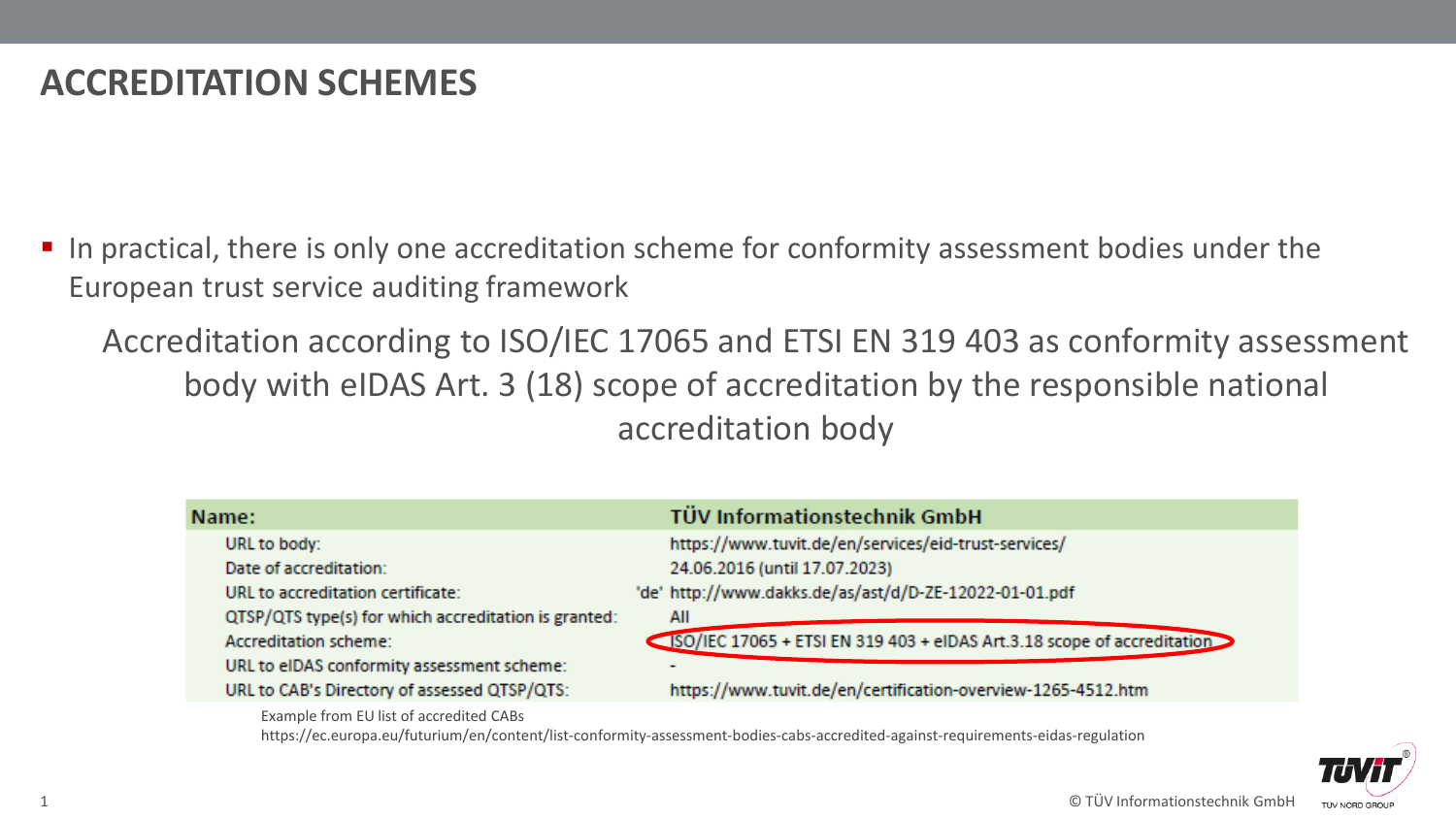# ACCREDITATION SCHEMES

- In practical, there is only one accreditation scheme for conformity assessment bodies under the European trust service auditing framework

Accreditation according to ISO/IEC 17065 and ETSI EN 319 403 as conformity assessment body with eIDAS Art. 3 (18) scope of accreditation by the responsible national accreditation body

| Name: | | TÜV Informationstechnik GmbH |
|---|---|---|
| URL to body: | | https://www.tuvit.de/en/services/eid-trust-services/ |
| Date of accreditation: | | 24.06.2016 (until 17.07.2023) |
| URL to accreditation certificate: | 'de' | http://www.dakks.de/as/ast/d/D-ZE-12022-01-01.pdf |
| QTSP/QTS type(s) for which accreditation is granted: | | All |
| Accreditation scheme: | | ISO/IEC 17065 + ETSI EN 319 403 + eIDAS Art.3.18 scope of accreditation |
| URL to eIDAS conformity assessment scheme: | | - |
| URL to CAB's Directory of assessed QTSP/QTS: | | https://www.tuvit.de/en/certification-overview-1265-4512.htm |

Example from EU list of accredited CABs
https://ec.europa.eu/futurium/en/content/list-conformity-assessment-bodies-cabs-accredited-against-requirements-eidas-regulation

© TÜV Informationstechnik GmbH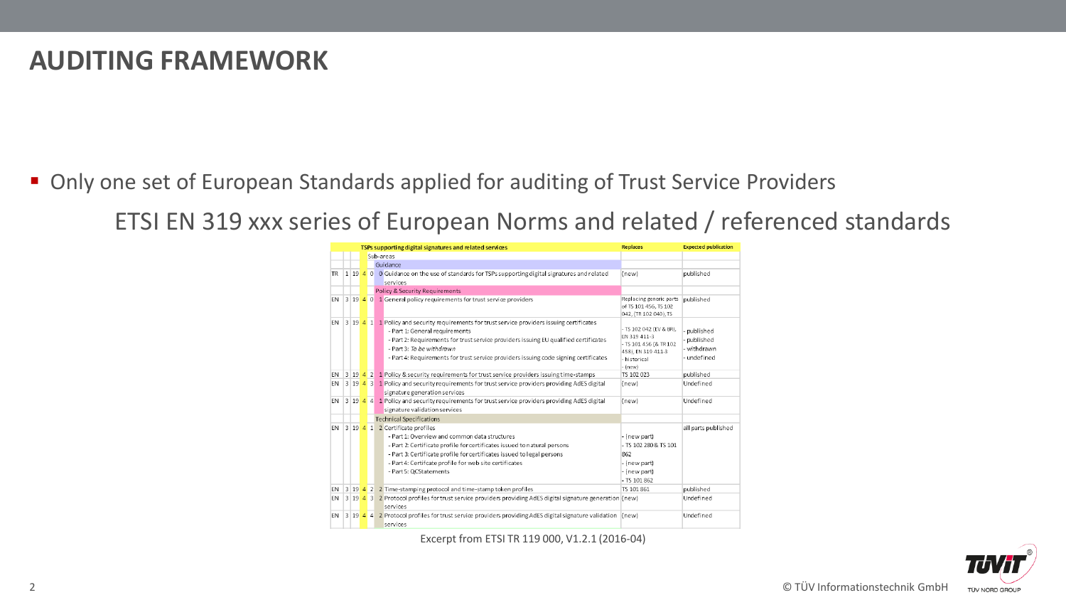# AUDITING FRAMEWORK

- Only one set of European Standards applied for auditing of Trust Service Providers

ETSI EN 319 xxx series of European Norms and related / referenced standards

| | | | | | | TSPs supporting digital signatures and related services | Replaces | Expected publication |
|---|---|---|---|---|---|---|---|---|
| | | | | | | Sub-areas | | |
| | | | | | | Guidance | | |
| TR | 1 | 19 | 4 | 0 | 0 | Guidance on the use of standards for TSPs supporting digital signatures and related services | (new) | published |
| | | | | | | Policy & Security Requirements | | |
| EN | 3 | 19 | 4 | 0 | 1 | General policy requirements for trust service providers | Replacing generic parts of TS 101 456, TS 102 042, (TR 102 040), TS | published |
| EN | 3 | 19 | 4 | 1 | 1 | Policy and security requirements for trust service providers issuing certificates<br>- Part 1: General requirements<br>- Part 2: Requirements for trust service providers issuing EU qualified certificates<br>- Part 3: *To be withdrawn*<br>- Part 4: Requirements for trust service providers issuing code signing certificates | - TS 102 042 (EV & BR), EN 319 411-3<br>- TS 101 456 (& TR 102 458), EN 319 411-3<br>- historical<br>- (new) | - published<br>- published<br>- withdrawn<br>- undefined |
| EN | 3 | 19 | 4 | 2 | 1 | Policy & security requirements for trust service providers issuing time-stamps | TS 102 023 | published |
| EN | 3 | 19 | 4 | 3 | 1 | Policy and security requirements for trust service providers providing AdES digital signature generation services | (new) | Undefined |
| EN | 3 | 19 | 4 | 4 | 1 | Policy and security requirements for trust service providers providing AdES digital signature validation services | (new) | Undefined |
| | | | | | | Technical Specifications | | |
| EN | 3 | 19 | 4 | 1 | 2 | Certificate profiles<br>- Part 1: Overview and common data structures<br>- Part 2: Certificate profile for certificates issued to natural persons<br>- Part 3: Certificate profile for certificates issued to legal persons<br>- Part 4: Certificate profile for web site certificates<br>- Part 5: QCStatements | - (new part)<br>- TS 102 280 & TS 101 862<br>- (new part)<br>- (new part)<br>- TS 101 862 | all parts published |
| EN | 3 | 19 | 4 | 2 | 2 | Time-stamping protocol and time-stamp token profiles | TS 101 861 | published |
| EN | 3 | 19 | 4 | 3 | 2 | Protocol profiles for trust service providers providing AdES digital signature generation services | (new) | Undefined |
| EN | 3 | 19 | 4 | 4 | 2 | Protocol profiles for trust service providers providing AdES digital signature validation services | (new) | Undefined |

Excerpt from ETSI TR 119 000, V1.2.1 (2016-04)

© TÜV Informationstechnik GmbH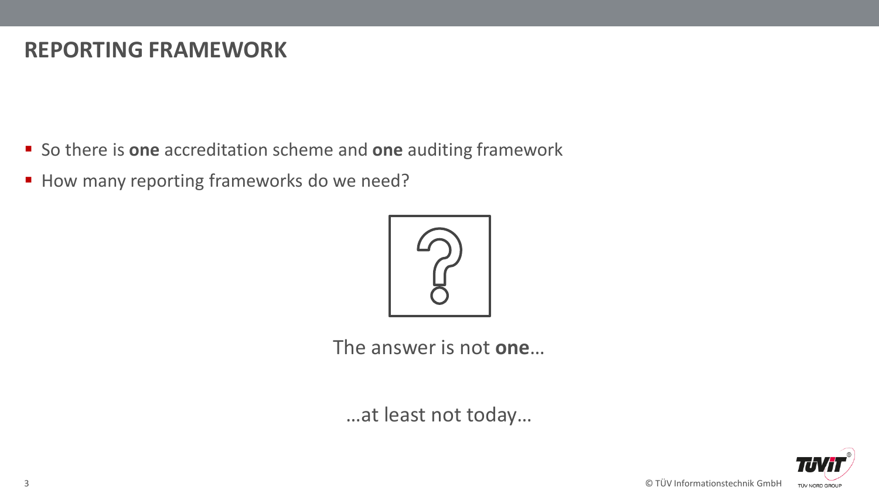# REPORTING FRAMEWORK

- So there is **one** accreditation scheme and **one** auditing framework
- How many reporting frameworks do we need?

The answer is not **one**…

…at least not today…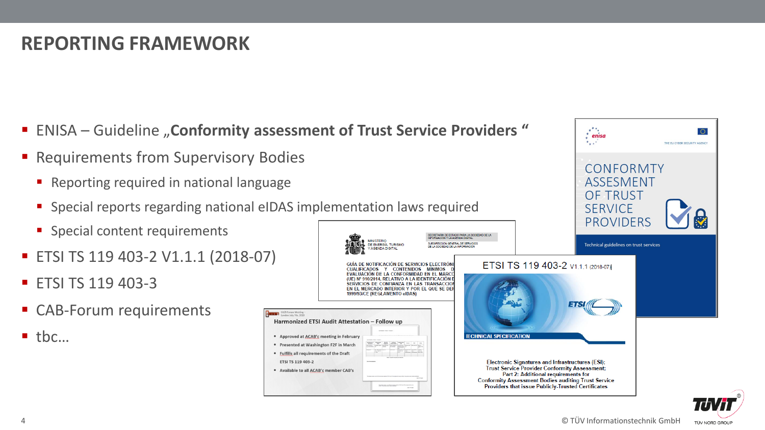# REPORTING FRAMEWORK

- ENISA – Guideline „**Conformity assessment of Trust Service Providers** "
- Requirements from Supervisory Bodies
  - Reporting required in national language
  - Special reports regarding national eIDAS implementation laws required
  - Special content requirements
- ETSI TS 119 403-2 V1.1.1 (2018-07)
- ETSI TS 119 403-3
- CAB-Forum requirements
- tbc…

© TÜV Informationstechnik GmbH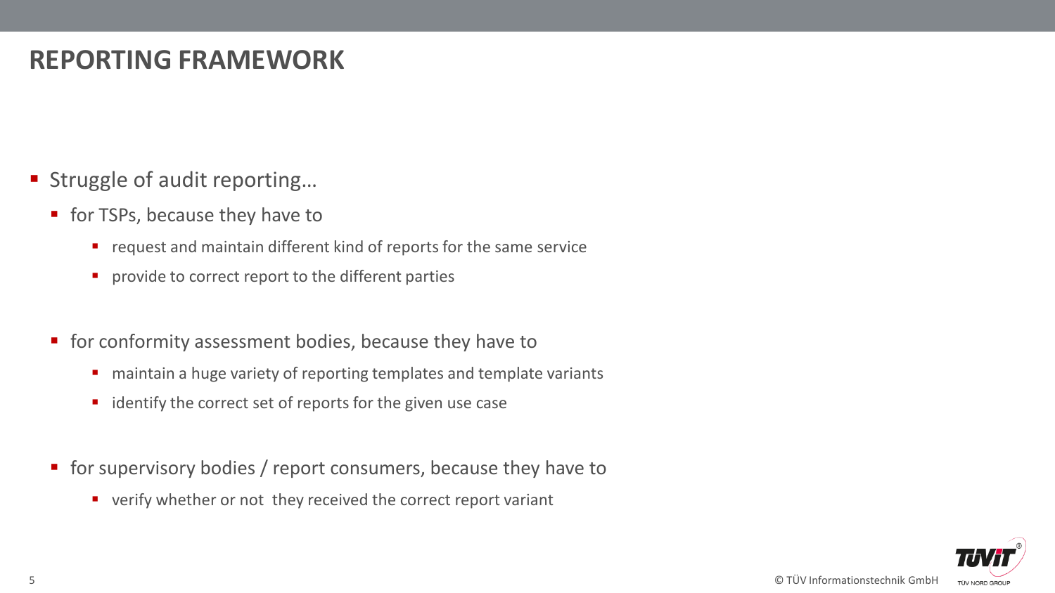# REPORTING FRAMEWORK

- Struggle of audit reporting…
  - for TSPs, because they have to
    - request and maintain different kind of reports for the same service
    - provide to correct report to the different parties
  - for conformity assessment bodies, because they have to
    - maintain a huge variety of reporting templates and template variants
    - identify the correct set of reports for the given use case
  - for supervisory bodies / report consumers, because they have to
    - verify whether or not  they received the correct report variant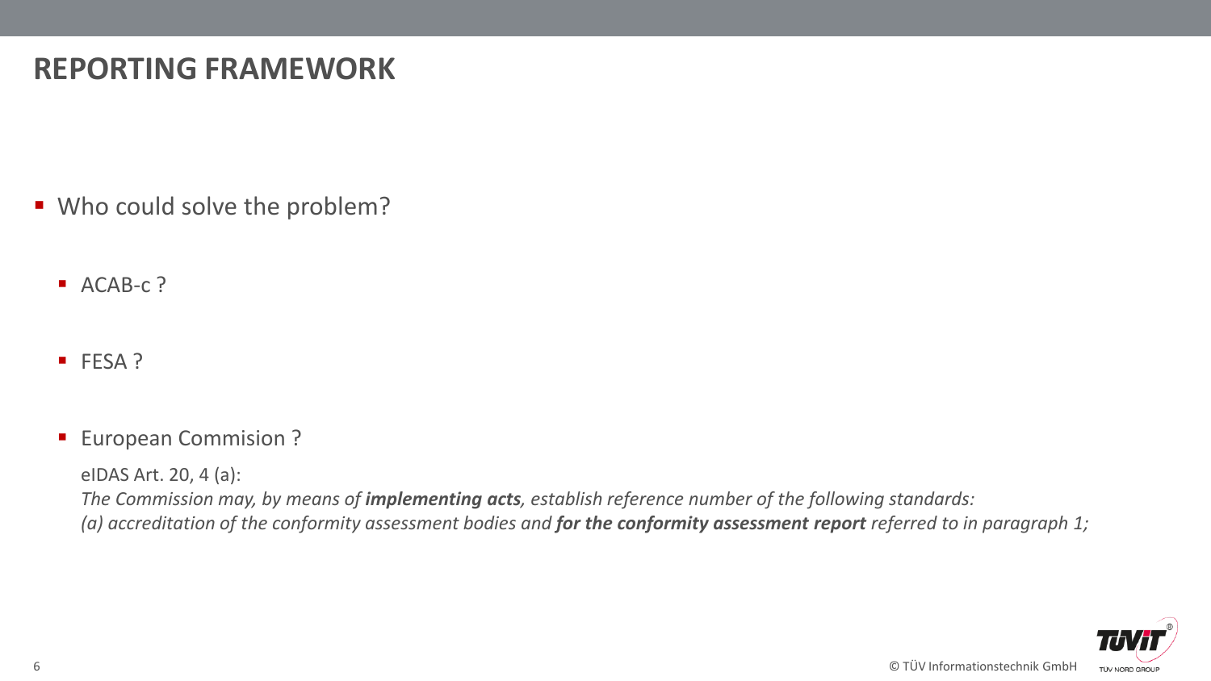# REPORTING FRAMEWORK

- Who could solve the problem?
  - ACAB-c ?
  - FESA ?
  - European Commision ?

    eIDAS Art. 20, 4 (a):

    *The Commission may, by means of **implementing acts**, establish reference number of the following standards:*
    *(a) accreditation of the conformity assessment bodies and **for the conformity assessment report** referred to in paragraph 1;*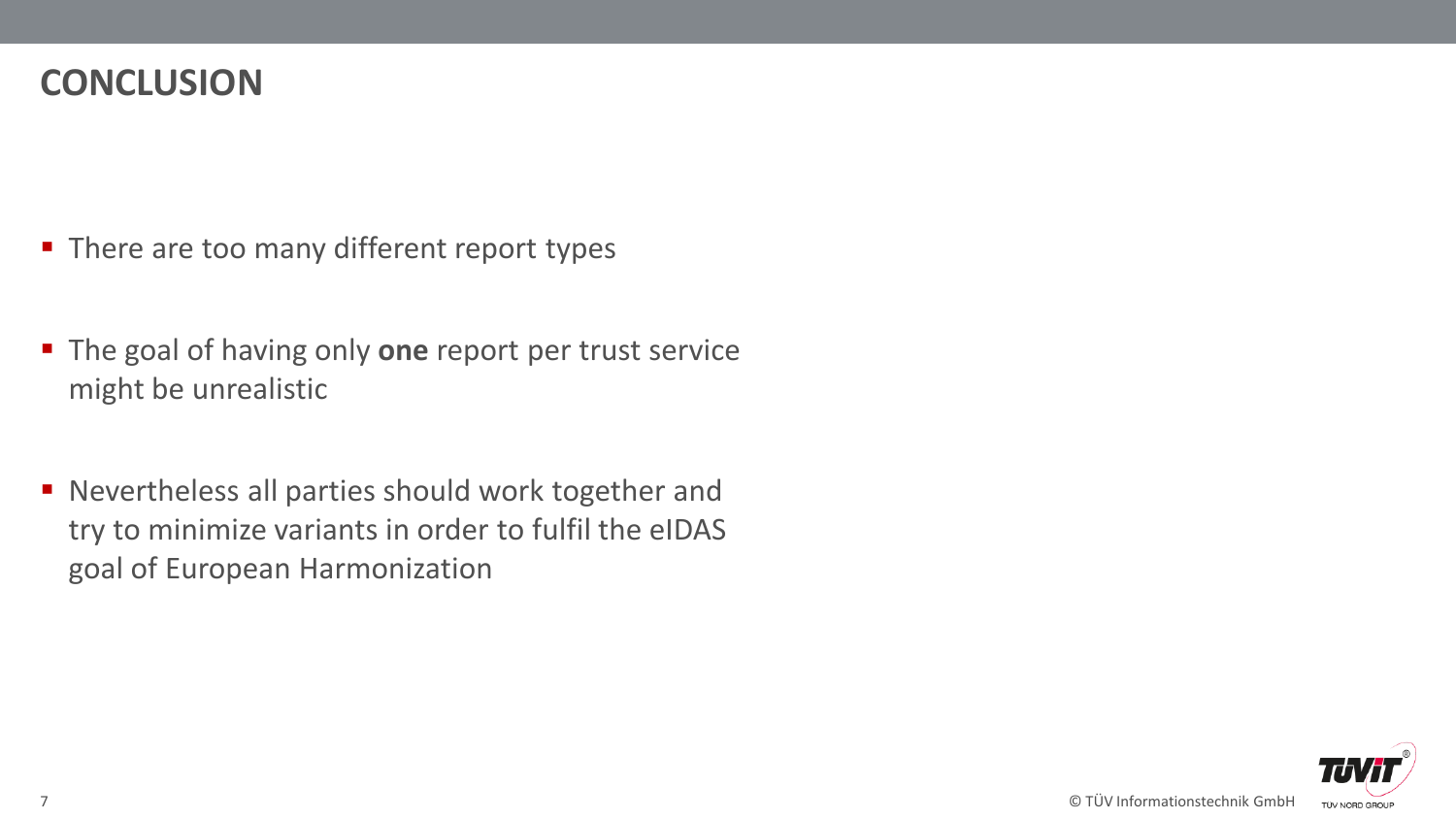# CONCLUSION

- There are too many different report types
- The goal of having only **one** report per trust service might be unrealistic
- Nevertheless all parties should work together and try to minimize variants in order to fulfil the eIDAS goal of European Harmonization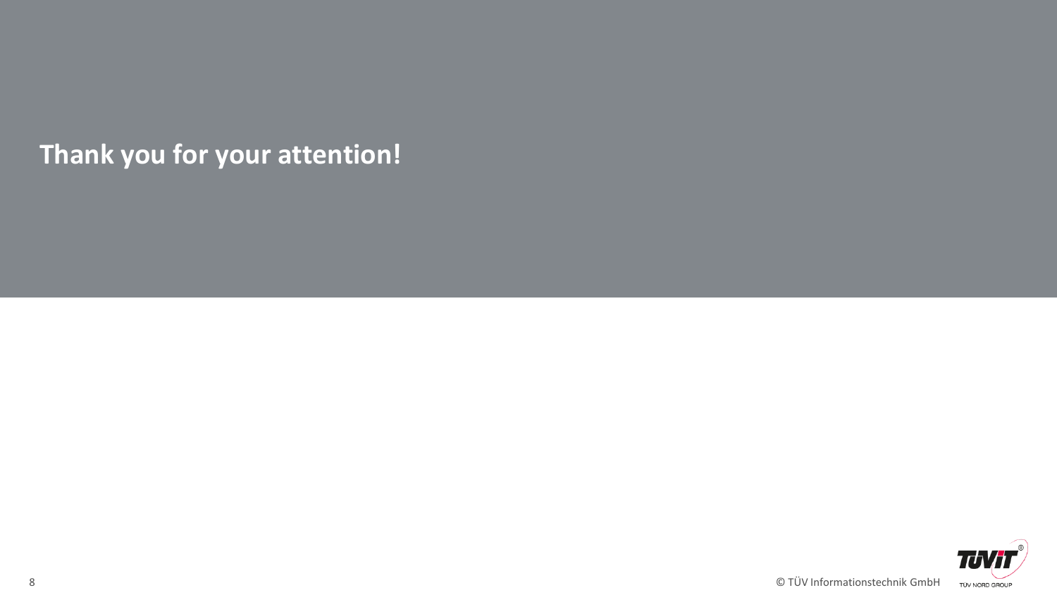# Thank you for your attention!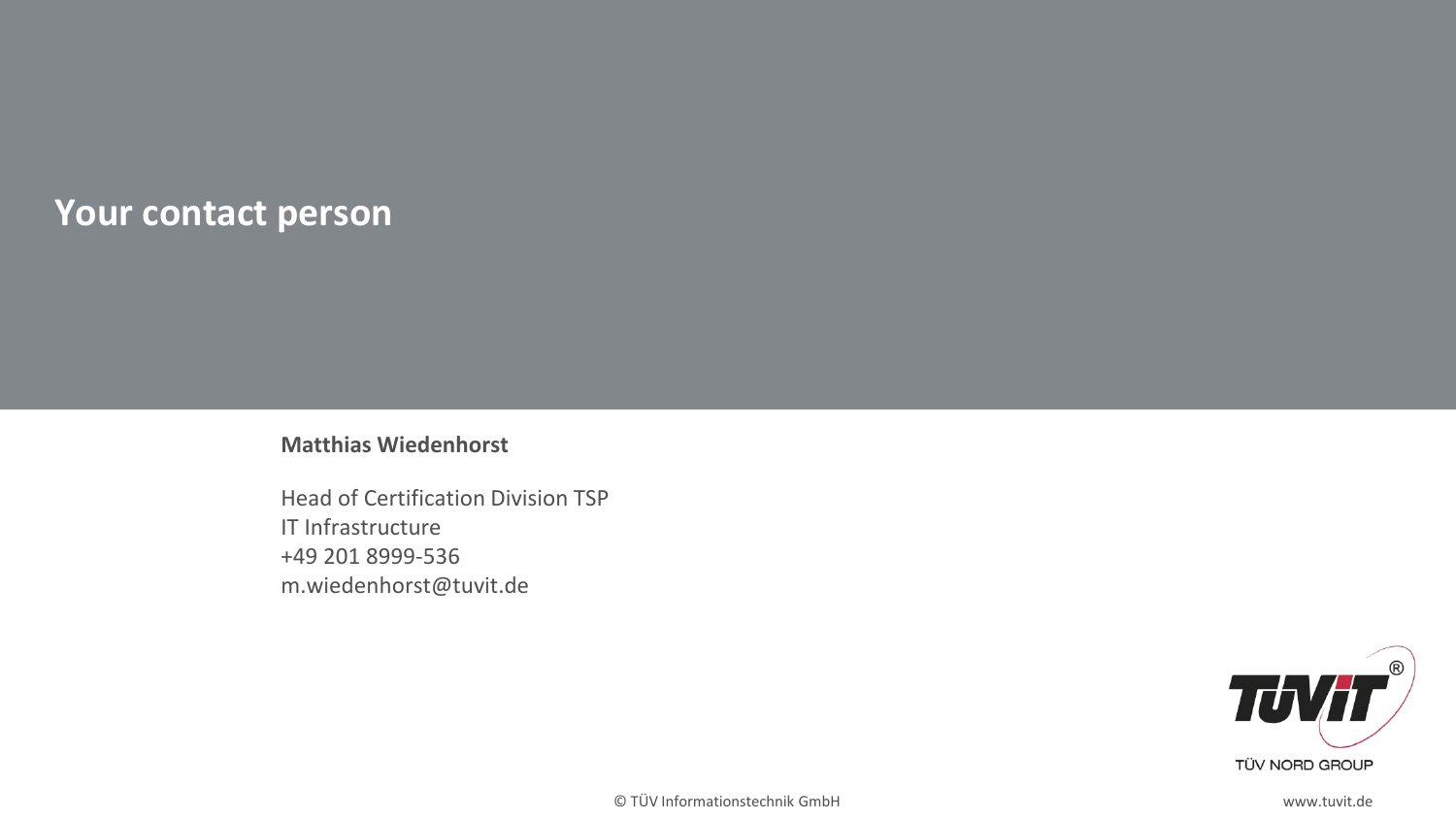# Your contact person

**Matthias Wiedenhorst**

Head of Certification Division TSP
IT Infrastructure
+49 201 8999-536
m.wiedenhorst@tuvit.de

TÜV NORD GROUP

© TÜV Informationstechnik GmbH

www.tuvit.de